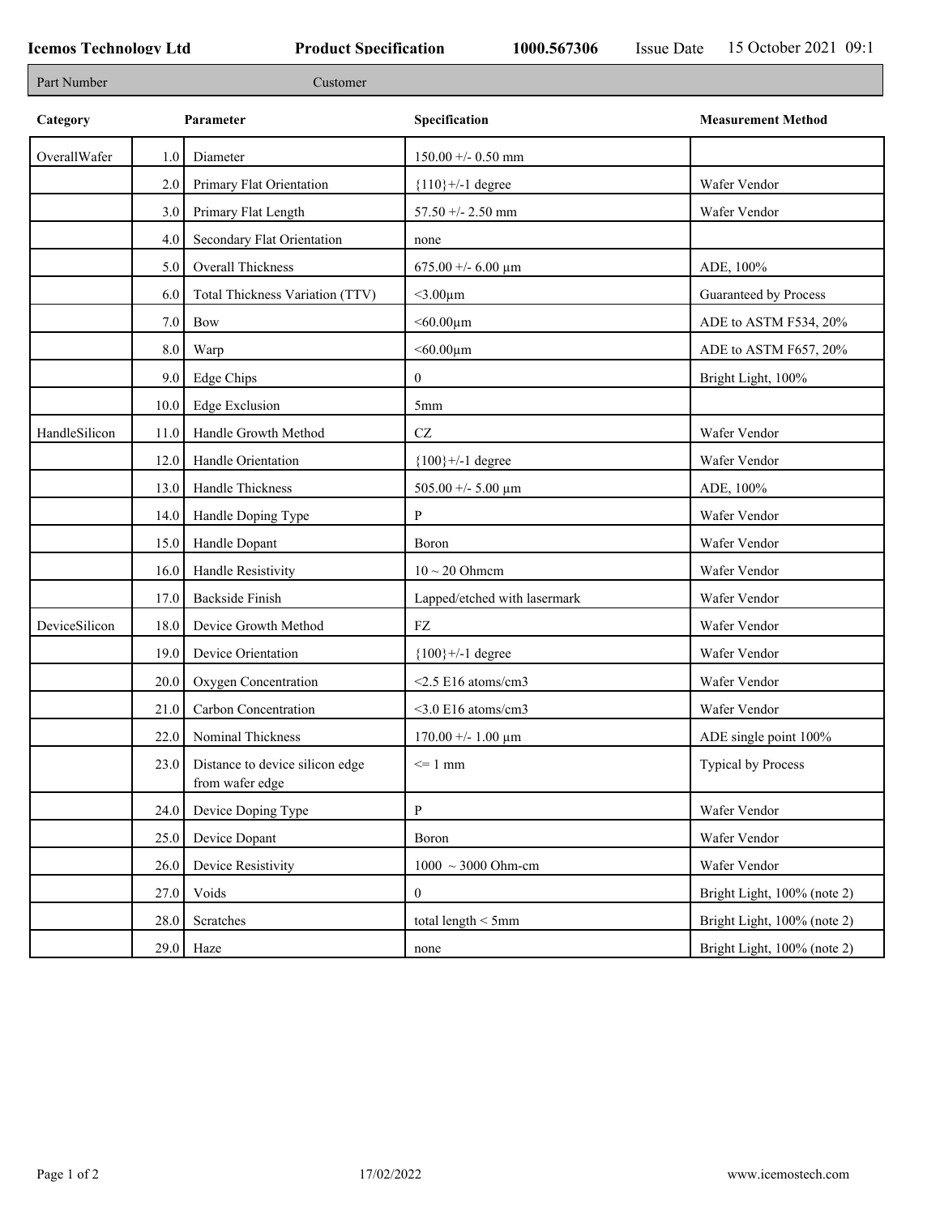**Icemos Technology Ltd** **Product Specification** **1000.567306** Issue Date 15 October 2021 09:1

| Part Number | Customer |
|---|---|

| Category | | Parameter | Specification | Measurement Method |
|---|---|---|---|---|
| OverallWafer | 1.0 | Diameter | 150.00 +/- 0.50 mm | |
| | 2.0 | Primary Flat Orientation | {110}+/-1 degree | Wafer Vendor |
| | 3.0 | Primary Flat Length | 57.50 +/- 2.50 mm | Wafer Vendor |
| | 4.0 | Secondary Flat Orientation | none | |
| | 5.0 | Overall Thickness | 675.00 +/- 6.00 µm | ADE, 100% |
| | 6.0 | Total Thickness Variation (TTV) | <3.00µm | Guaranteed by Process |
| | 7.0 | Bow | <60.00µm | ADE to ASTM F534, 20% |
| | 8.0 | Warp | <60.00µm | ADE to ASTM F657, 20% |
| | 9.0 | Edge Chips | 0 | Bright Light, 100% |
| | 10.0 | Edge Exclusion | 5mm | |
| HandleSilicon | 11.0 | Handle Growth Method | CZ | Wafer Vendor |
| | 12.0 | Handle Orientation | {100}+/-1 degree | Wafer Vendor |
| | 13.0 | Handle Thickness | 505.00 +/- 5.00 µm | ADE, 100% |
| | 14.0 | Handle Doping Type | P | Wafer Vendor |
| | 15.0 | Handle Dopant | Boron | Wafer Vendor |
| | 16.0 | Handle Resistivity | 10 ~ 20 Ohmcm | Wafer Vendor |
| | 17.0 | Backside Finish | Lapped/etched with lasermark | Wafer Vendor |
| DeviceSilicon | 18.0 | Device Growth Method | FZ | Wafer Vendor |
| | 19.0 | Device Orientation | {100}+/-1 degree | Wafer Vendor |
| | 20.0 | Oxygen Concentration | <2.5 E16 atoms/cm3 | Wafer Vendor |
| | 21.0 | Carbon Concentration | <3.0 E16 atoms/cm3 | Wafer Vendor |
| | 22.0 | Nominal Thickness | 170.00 +/- 1.00 µm | ADE single point 100% |
| | 23.0 | Distance to device silicon edge from wafer edge | <= 1 mm | Typical by Process |
| | 24.0 | Device Doping Type | P | Wafer Vendor |
| | 25.0 | Device Dopant | Boron | Wafer Vendor |
| | 26.0 | Device Resistivity | 1000 ~ 3000 Ohm-cm | Wafer Vendor |
| | 27.0 | Voids | 0 | Bright Light, 100% (note 2) |
| | 28.0 | Scratches | total length < 5mm | Bright Light, 100% (note 2) |
| | 29.0 | Haze | none | Bright Light, 100% (note 2) |

17/02/2022 www.icemostech.com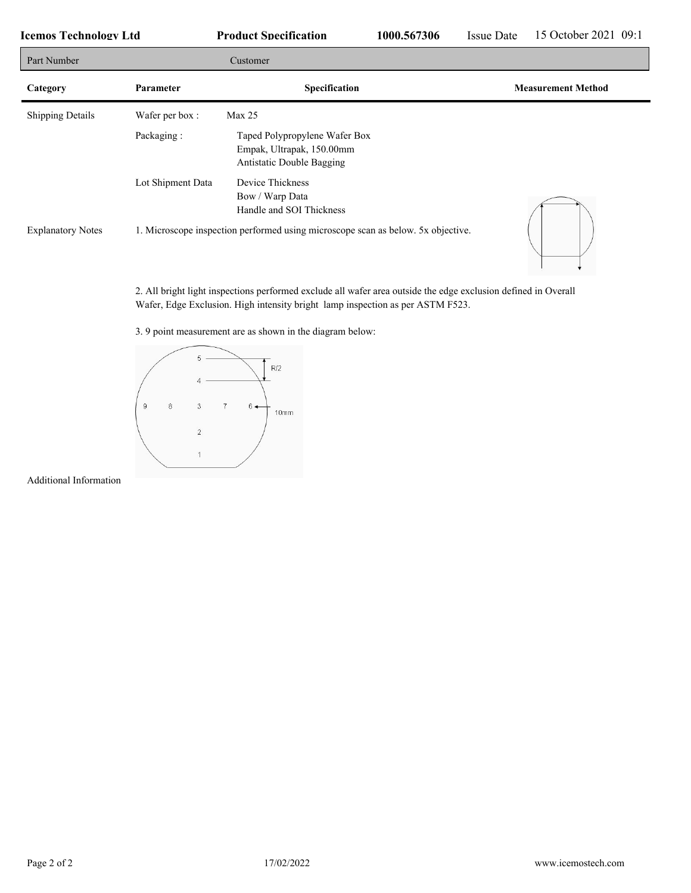| Category | Parameter | Specification | Measurement Method |
| --- | --- | --- | --- |
| Shipping Details | Wafer per box : | Max 25 | |
| | Packaging : | Taped Polypropylene Wafer Box<br>Empak, Ultrapak, 150.00mm<br>Antistatic Double Bagging | |
| | Lot Shipment Data | Device Thickness<br>Bow / Warp Data<br>Handle and SOI Thickness | |
| Explanatory Notes | 1. Microscope inspection performed using microscope scan as below. 5x objective. | | |

2. All bright light inspections performed exclude all wafer area outside the edge exclusion defined in Overall Wafer, Edge Exclusion. High intensity bright lamp inspection as per ASTM F523.

3. 9 point measurement are as shown in the diagram below:

5
4
9 8 3 7 6
2
1
R/2
10mm

Additional Information